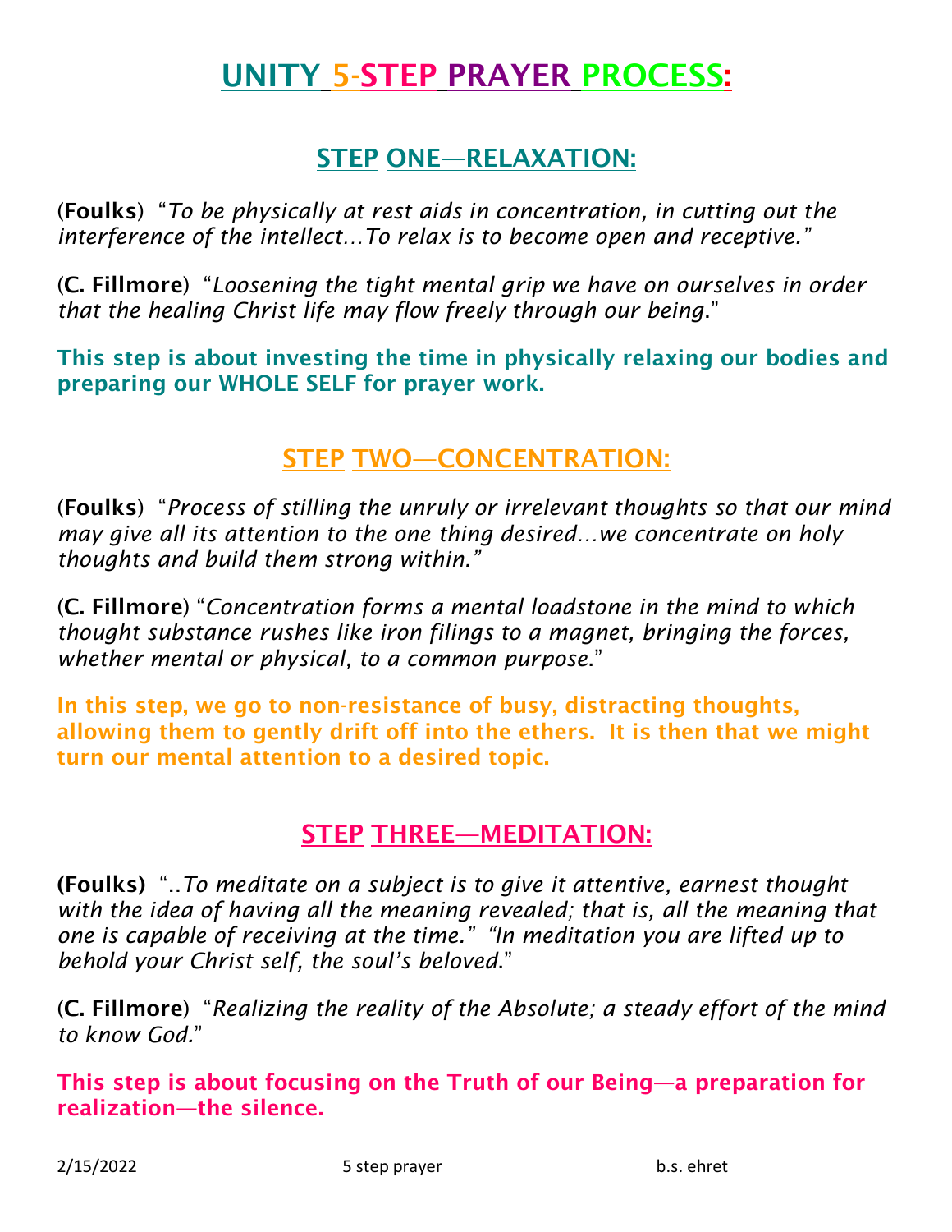# UNITY 5-STEP PRAYER PROCESS:

## STEP ONE—RELAXATION:

(**Foulks**) "*To be physically at rest aids in concentration, in cutting out the interference of the intellect…To relax is to become open and receptive.*"

(**C. Fillmore**) "*Loosening the tight mental grip we have on ourselves in order that the healing Christ life may flow freely through our being*."

**This step is about investing the time in physically relaxing our bodies and preparing our WHOLE SELF for prayer work.**

## STEP TWO—CONCENTRATION:

(**Foulks**) "*Process of stilling the unruly or irrelevant thoughts so that our mind may give all its attention to the one thing desired…we concentrate on holy thoughts and build them strong within.*"

(**C. Fillmore**) "*Concentration forms a mental loadstone in the mind to which thought substance rushes like iron filings to a magnet, bringing the forces, whether mental or physical, to a common purpose*."

**In this step, we go to non-resistance of busy, distracting thoughts, allowing them to gently drift off into the ethers. It is then that we might turn our mental attention to a desired topic.**

## STEP THREE—MEDITATION:

**(Foulks)** "..*To meditate on a subject is to give it attentive, earnest thought with the idea of having all the meaning revealed; that is, all the meaning that one is capable of receiving at the time.*" "*In meditation you are lifted up to behold your Christ self, the soul's beloved*."

(**C. Fillmore**) "*Realizing the reality of the Absolute; a steady effort of the mind to know God*."

**This step is about focusing on the Truth of our Being—a preparation for realization—the silence.**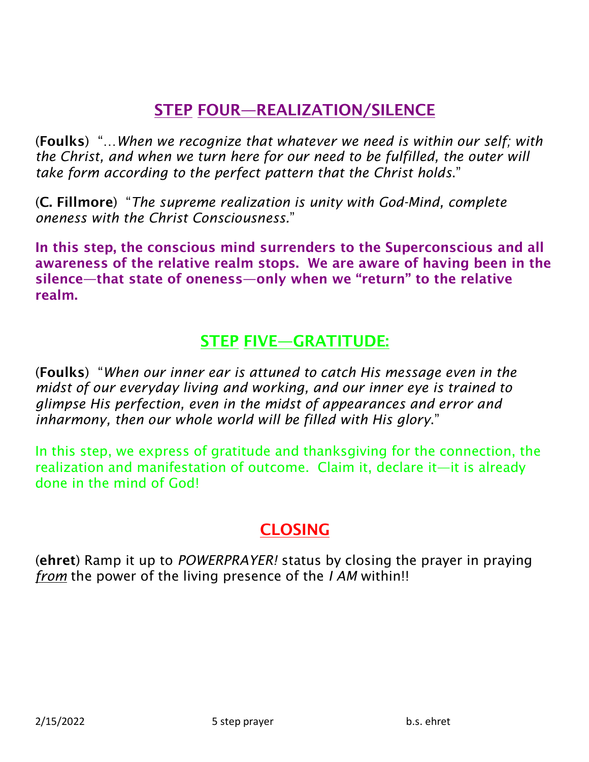## STEP FOUR—REALIZATION/SILENCE

(**Foulks**) "…*When we recognize that whatever we need is within our self; with the Christ, and when we turn here for our need to be fulfilled, the outer will take form according to the perfect pattern that the Christ holds.*"

(**C. Fillmore**) "*The supreme realization is unity with God-Mind, complete oneness with the Christ Consciousness.*"

**In this step, the conscious mind surrenders to the Superconscious and all awareness of the relative realm stops. We are aware of having been in the silence—that state of oneness—only when we "return" to the relative realm.**

## STEP FIVE—GRATITUDE:

(**Foulks**) "*When our inner ear is attuned to catch His message even in the midst of our everyday living and working, and our inner eye is trained to glimpse His perfection, even in the midst of appearances and error and inharmony, then our whole world will be filled with His glory.*"

In this step, we express of gratitude and thanksgiving for the connection, the realization and manifestation of outcome. Claim it, declare it—it is already done in the mind of God!

## CLOSING

(**ehret**) Ramp it up to *POWERPRAYER!* status by closing the prayer in praying ***from*** the power of the living presence of the *I AM* within!!

2/15/2022 5 step prayer b.s. ehret